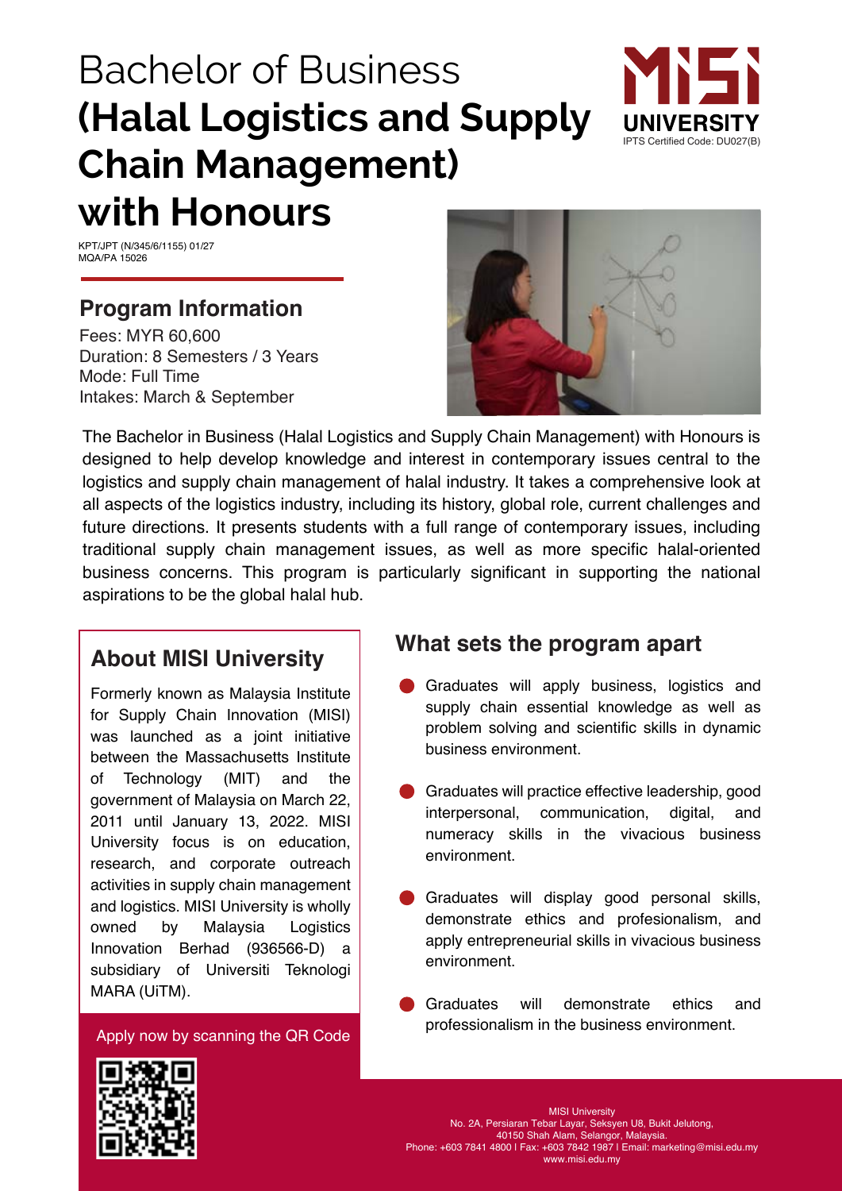# Bachelor of Business **(Halal Logistics and Supply Chain Management) with Honours**

MISI UNIVERSITY
IPTS Certified Code: DU027(B)

KPT/JPT (N/345/6/1155) 01/27
MQA/PA 15026

## Program Information

Fees: MYR 60,600
Duration: 8 Semesters / 3 Years
Mode: Full Time
Intakes: March & September

The Bachelor in Business (Halal Logistics and Supply Chain Management) with Honours is designed to help develop knowledge and interest in contemporary issues central to the logistics and supply chain management of halal industry. It takes a comprehensive look at all aspects of the logistics industry, including its history, global role, current challenges and future directions. It presents students with a full range of contemporary issues, including traditional supply chain management issues, as well as more specific halal-oriented business concerns. This program is particularly significant in supporting the national aspirations to be the global halal hub.

## About MISI University

Formerly known as Malaysia Institute for Supply Chain Innovation (MISI) was launched as a joint initiative between the Massachusetts Institute of Technology (MIT) and the government of Malaysia on March 22, 2011 until January 13, 2022. MISI University focus is on education, research, and corporate outreach activities in supply chain management and logistics. MISI University is wholly owned by Malaysia Logistics Innovation Berhad (936566-D) a subsidiary of Universiti Teknologi MARA (UiTM).

Apply now by scanning the QR Code

## What sets the program apart

- Graduates will apply business, logistics and supply chain essential knowledge as well as problem solving and scientific skills in dynamic business environment.
- Graduates will practice effective leadership, good interpersonal, communication, digital, and numeracy skills in the vivacious business environment.
- Graduates will display good personal skills, demonstrate ethics and profesionalism, and apply entrepreneurial skills in vivacious business environment.
- Graduates will demonstrate ethics and professionalism in the business environment.

MISI University
No. 2A, Persiaran Tebar Layar, Seksyen U8, Bukit Jelutong,
40150 Shah Alam, Selangor, Malaysia.
Phone: +603 7841 4800 | Fax: +603 7842 1987 | Email: marketing@misi.edu.my
www.misi.edu.my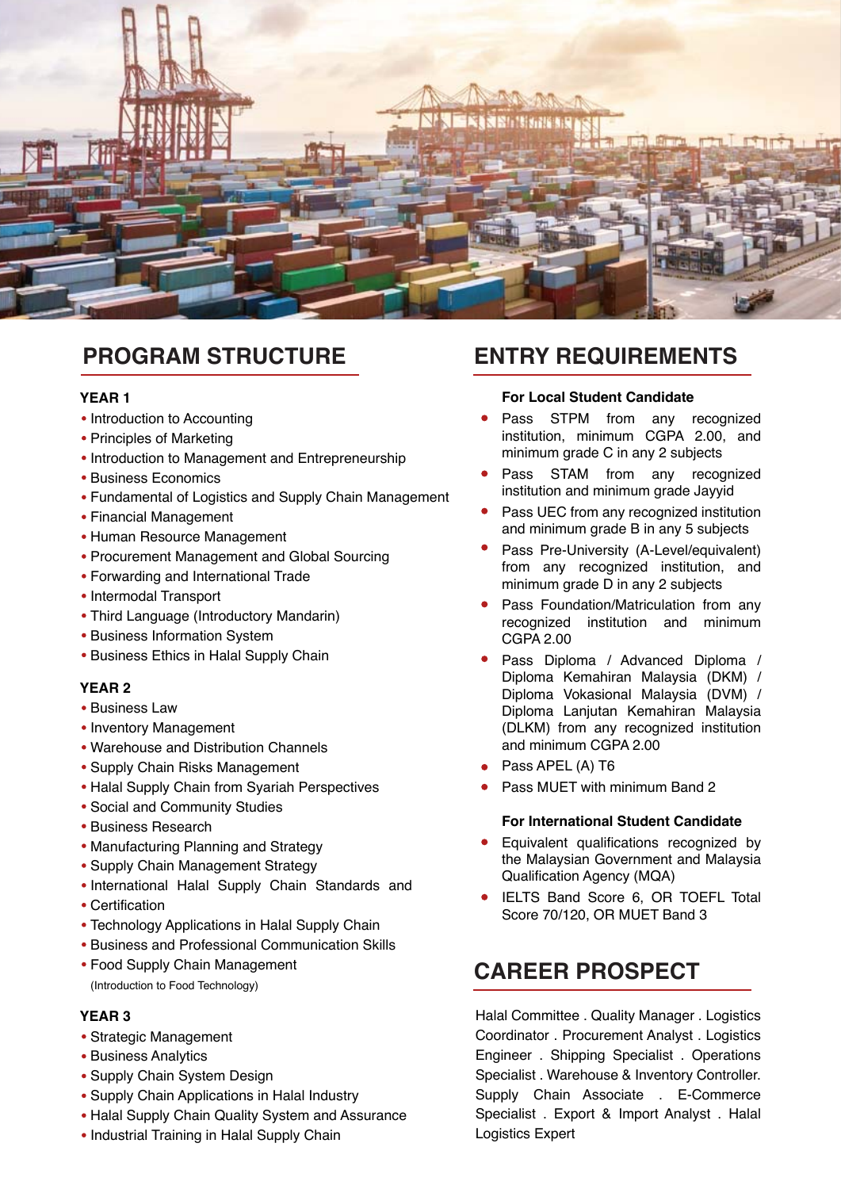## PROGRAM STRUCTURE

### YEAR 1

- Introduction to Accounting
- Principles of Marketing
- Introduction to Management and Entrepreneurship
- Business Economics
- Fundamental of Logistics and Supply Chain Management
- Financial Management
- Human Resource Management
- Procurement Management and Global Sourcing
- Forwarding and International Trade
- Intermodal Transport
- Third Language (Introductory Mandarin)
- Business Information System
- Business Ethics in Halal Supply Chain

### YEAR 2

- Business Law
- Inventory Management
- Warehouse and Distribution Channels
- Supply Chain Risks Management
- Halal Supply Chain from Syariah Perspectives
- Social and Community Studies
- Business Research
- Manufacturing Planning and Strategy
- Supply Chain Management Strategy
- International Halal Supply Chain Standards and
- Certification
- Technology Applications in Halal Supply Chain
- Business and Professional Communication Skills
- Food Supply Chain Management
  (Introduction to Food Technology)

### YEAR 3

- Strategic Management
- Business Analytics
- Supply Chain System Design
- Supply Chain Applications in Halal Industry
- Halal Supply Chain Quality System and Assurance
- Industrial Training in Halal Supply Chain

## ENTRY REQUIREMENTS

**For Local Student Candidate**

- Pass STPM from any recognized institution, minimum CGPA 2.00, and minimum grade C in any 2 subjects
- Pass STAM from any recognized institution and minimum grade Jayyid
- Pass UEC from any recognized institution and minimum grade B in any 5 subjects
- Pass Pre-University (A-Level/equivalent) from any recognized institution, and minimum grade D in any 2 subjects
- Pass Foundation/Matriculation from any recognized institution and minimum CGPA 2.00
- Pass Diploma / Advanced Diploma / Diploma Kemahiran Malaysia (DKM) / Diploma Vokasional Malaysia (DVM) / Diploma Lanjutan Kemahiran Malaysia (DLKM) from any recognized institution and minimum CGPA 2.00
- Pass APEL (A) T6
- Pass MUET with minimum Band 2

**For International Student Candidate**

- Equivalent qualifications recognized by the Malaysian Government and Malaysia Qualification Agency (MQA)
- IELTS Band Score 6, OR TOEFL Total Score 70/120, OR MUET Band 3

## CAREER PROSPECT

Halal Committee . Quality Manager . Logistics Coordinator . Procurement Analyst . Logistics Engineer . Shipping Specialist . Operations Specialist . Warehouse & Inventory Controller. Supply Chain Associate . E-Commerce Specialist . Export & Import Analyst . Halal Logistics Expert